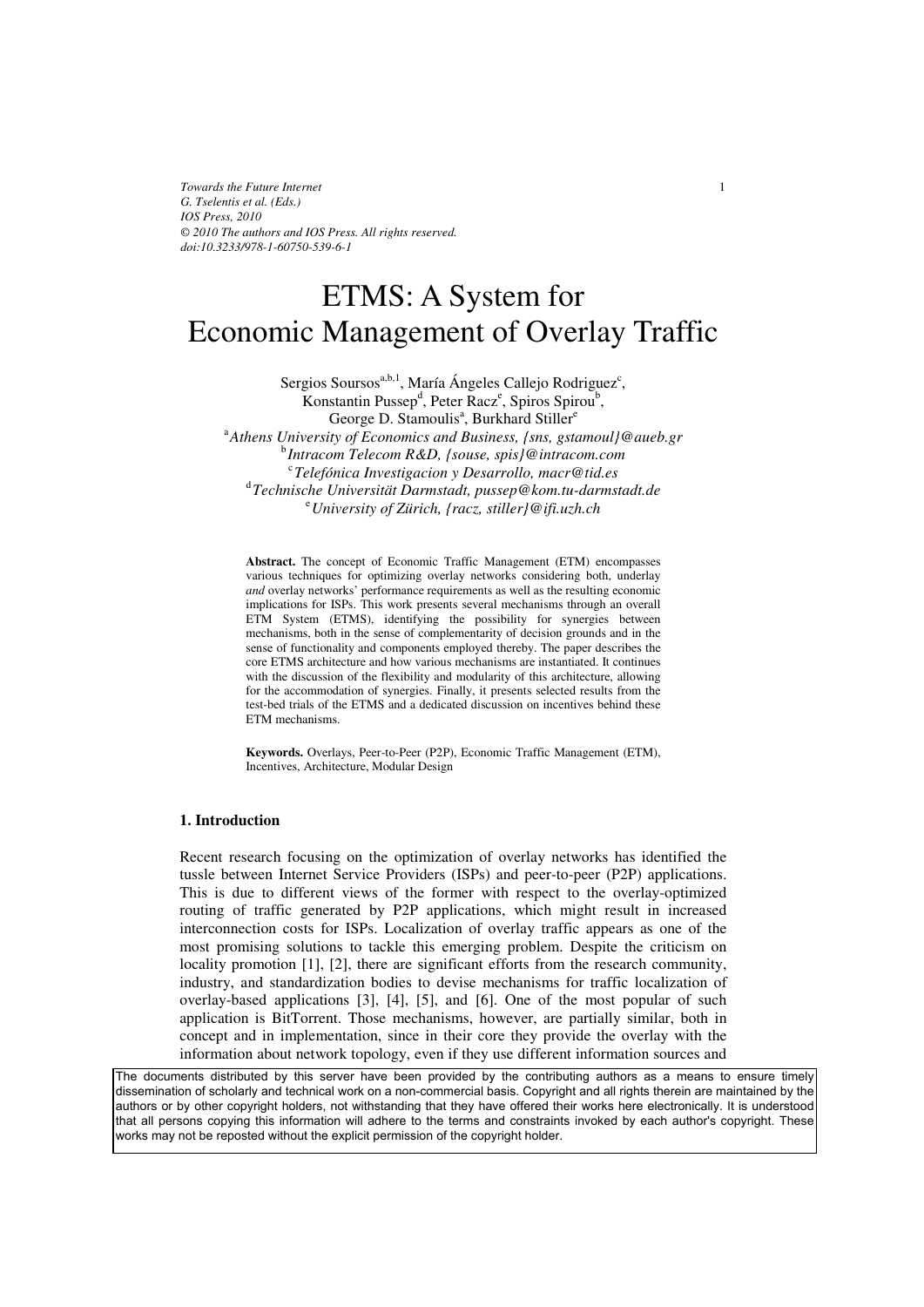*Towards the Future Internet*
*G. Tselentis et al. (Eds.)*
*IOS Press, 2010*
*© 2010 The authors and IOS Press. All rights reserved.*
*doi:10.3233/978-1-60750-539-6-1*

# ETMS: A System for Economic Management of Overlay Traffic

Sergios Soursos[a,b,1], María Ángeles Callejo Rodriguez[c], Konstantin Pussep[d], Peter Racz[e], Spiros Spirou[b], George D. Stamoulis[a], Burkhard Stiller[e]

[a]*Athens University of Economics and Business, {sns, gstamoul}@aueb.gr*
[b]*Intracom Telecom R&D, {souse, spis}@intracom.com*
[c]*Telefónica Investigacion y Desarrollo, macr@tid.es*
[d]*Technische Universität Darmstadt, pussep@kom.tu-darmstadt.de*
[e]*University of Zürich, {racz, stiller}@ifi.uzh.ch*

**Abstract.** The concept of Economic Traffic Management (ETM) encompasses various techniques for optimizing overlay networks considering both, underlay *and* overlay networks' performance requirements as well as the resulting economic implications for ISPs. This work presents several mechanisms through an overall ETM System (ETMS), identifying the possibility for synergies between mechanisms, both in the sense of complementarity of decision grounds and in the sense of functionality and components employed thereby. The paper describes the core ETMS architecture and how various mechanisms are instantiated. It continues with the discussion of the flexibility and modularity of this architecture, allowing for the accommodation of synergies. Finally, it presents selected results from the test-bed trials of the ETMS and a dedicated discussion on incentives behind these ETM mechanisms.

**Keywords.** Overlays, Peer-to-Peer (P2P), Economic Traffic Management (ETM), Incentives, Architecture, Modular Design

## 1. Introduction

Recent research focusing on the optimization of overlay networks has identified the tussle between Internet Service Providers (ISPs) and peer-to-peer (P2P) applications. This is due to different views of the former with respect to the overlay-optimized routing of traffic generated by P2P applications, which might result in increased interconnection costs for ISPs. Localization of overlay traffic appears as one of the most promising solutions to tackle this emerging problem. Despite the criticism on locality promotion [1], [2], there are significant efforts from the research community, industry, and standardization bodies to devise mechanisms for traffic localization of overlay-based applications [3], [4], [5], and [6]. One of the most popular of such application is BitTorrent. Those mechanisms, however, are partially similar, both in concept and in implementation, since in their core they provide the overlay with the information about network topology, even if they use different information sources and

The documents distributed by this server have been provided by the contributing authors as a means to ensure timely dissemination of scholarly and technical work on a non-commercial basis. Copyright and all rights therein are maintained by the authors or by other copyright holders, not withstanding that they have offered their works here electronically. It is understood that all persons copying this information will adhere to the terms and constraints invoked by each author's copyright. These works may not be reposted without the explicit permission of the copyright holder.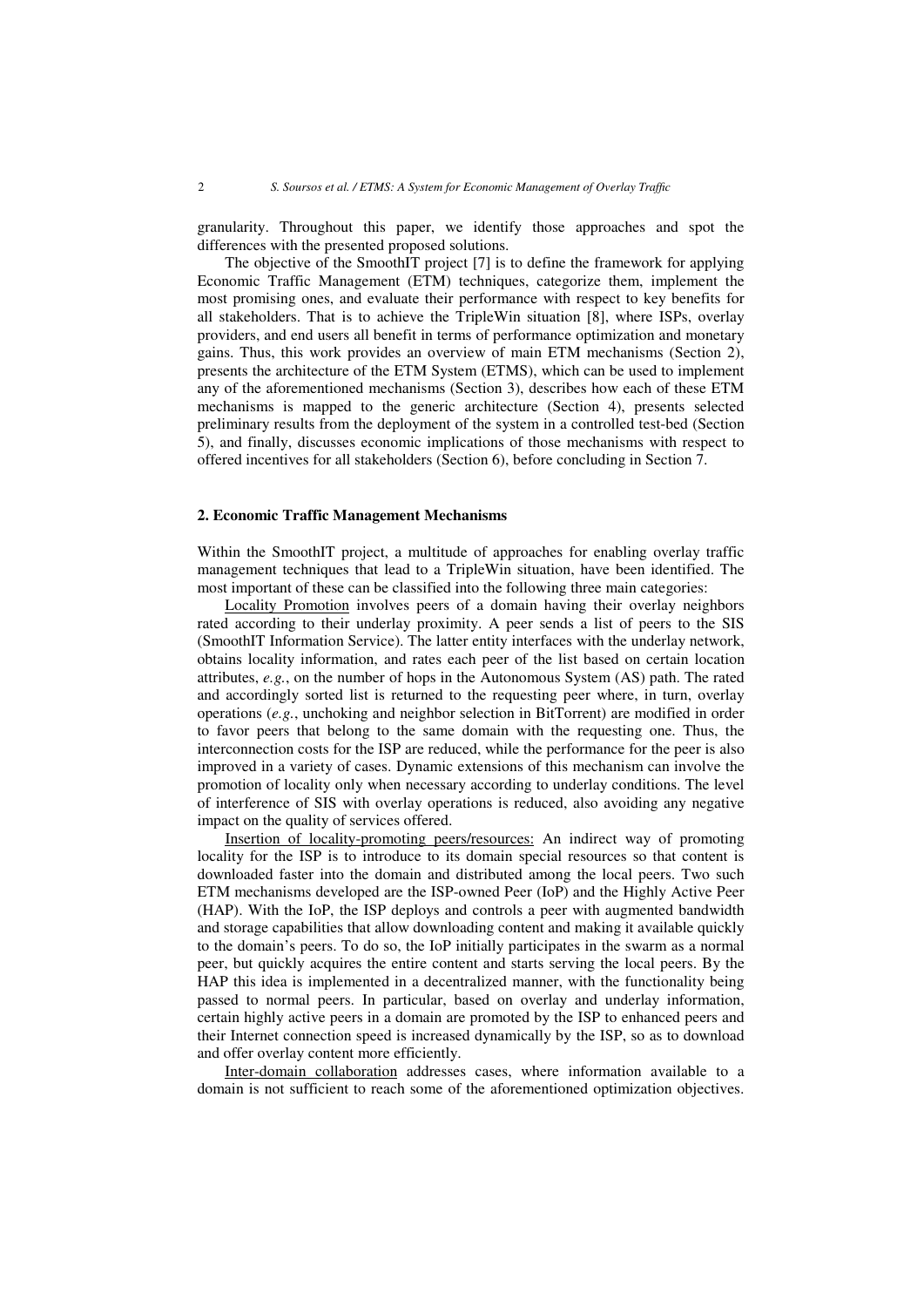granularity. Throughout this paper, we identify those approaches and spot the differences with the presented proposed solutions.

The objective of the SmoothIT project [7] is to define the framework for applying Economic Traffic Management (ETM) techniques, categorize them, implement the most promising ones, and evaluate their performance with respect to key benefits for all stakeholders. That is to achieve the TripleWin situation [8], where ISPs, overlay providers, and end users all benefit in terms of performance optimization and monetary gains. Thus, this work provides an overview of main ETM mechanisms (Section 2), presents the architecture of the ETM System (ETMS), which can be used to implement any of the aforementioned mechanisms (Section 3), describes how each of these ETM mechanisms is mapped to the generic architecture (Section 4), presents selected preliminary results from the deployment of the system in a controlled test-bed (Section 5), and finally, discusses economic implications of those mechanisms with respect to offered incentives for all stakeholders (Section 6), before concluding in Section 7.

## 2. Economic Traffic Management Mechanisms

Within the SmoothIT project, a multitude of approaches for enabling overlay traffic management techniques that lead to a TripleWin situation, have been identified. The most important of these can be classified into the following three main categories:

Locality Promotion involves peers of a domain having their overlay neighbors rated according to their underlay proximity. A peer sends a list of peers to the SIS (SmoothIT Information Service). The latter entity interfaces with the underlay network, obtains locality information, and rates each peer of the list based on certain location attributes, *e.g.*, on the number of hops in the Autonomous System (AS) path. The rated and accordingly sorted list is returned to the requesting peer where, in turn, overlay operations (*e.g.*, unchoking and neighbor selection in BitTorrent) are modified in order to favor peers that belong to the same domain with the requesting one. Thus, the interconnection costs for the ISP are reduced, while the performance for the peer is also improved in a variety of cases. Dynamic extensions of this mechanism can involve the promotion of locality only when necessary according to underlay conditions. The level of interference of SIS with overlay operations is reduced, also avoiding any negative impact on the quality of services offered.

Insertion of locality-promoting peers/resources: An indirect way of promoting locality for the ISP is to introduce to its domain special resources so that content is downloaded faster into the domain and distributed among the local peers. Two such ETM mechanisms developed are the ISP-owned Peer (IoP) and the Highly Active Peer (HAP). With the IoP, the ISP deploys and controls a peer with augmented bandwidth and storage capabilities that allow downloading content and making it available quickly to the domain's peers. To do so, the IoP initially participates in the swarm as a normal peer, but quickly acquires the entire content and starts serving the local peers. By the HAP this idea is implemented in a decentralized manner, with the functionality being passed to normal peers. In particular, based on overlay and underlay information, certain highly active peers in a domain are promoted by the ISP to enhanced peers and their Internet connection speed is increased dynamically by the ISP, so as to download and offer overlay content more efficiently.

Inter-domain collaboration addresses cases, where information available to a domain is not sufficient to reach some of the aforementioned optimization objectives.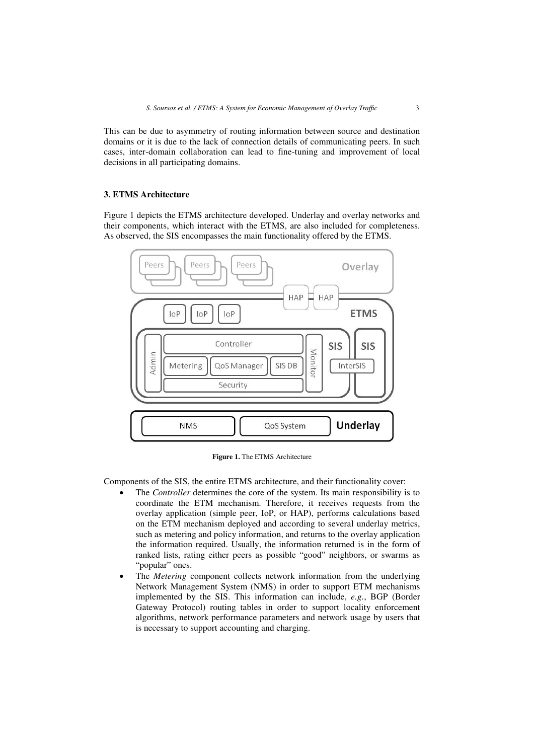This can be due to asymmetry of routing information between source and destination domains or it is due to the lack of connection details of communicating peers. In such cases, inter-domain collaboration can lead to fine-tuning and improvement of local decisions in all participating domains.

### 3. ETMS Architecture

Figure 1 depicts the ETMS architecture developed. Underlay and overlay networks and their components, which interact with the ETMS, are also included for completeness. As observed, the SIS encompasses the main functionality offered by the ETMS.

**Figure 1.** The ETMS Architecture

Components of the SIS, the entire ETMS architecture, and their functionality cover:

- The *Controller* determines the core of the system. Its main responsibility is to coordinate the ETM mechanism. Therefore, it receives requests from the overlay application (simple peer, IoP, or HAP), performs calculations based on the ETM mechanism deployed and according to several underlay metrics, such as metering and policy information, and returns to the overlay application the information required. Usually, the information returned is in the form of ranked lists, rating either peers as possible "good" neighbors, or swarms as "popular" ones.
- The *Metering* component collects network information from the underlying Network Management System (NMS) in order to support ETM mechanisms implemented by the SIS. This information can include, *e.g.*, BGP (Border Gateway Protocol) routing tables in order to support locality enforcement algorithms, network performance parameters and network usage by users that is necessary to support accounting and charging.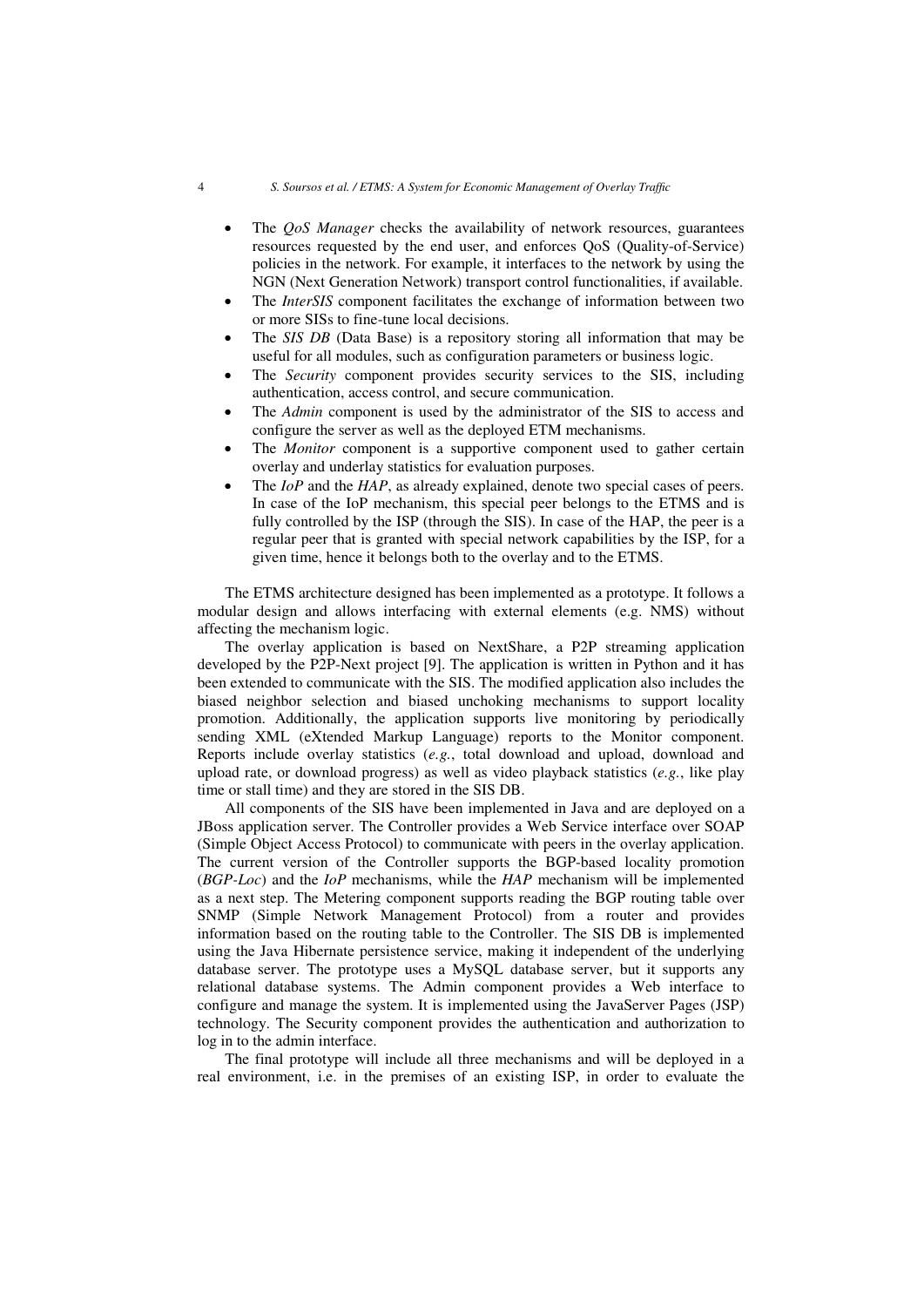- The *QoS Manager* checks the availability of network resources, guarantees resources requested by the end user, and enforces QoS (Quality-of-Service) policies in the network. For example, it interfaces to the network by using the NGN (Next Generation Network) transport control functionalities, if available.
- The *InterSIS* component facilitates the exchange of information between two or more SISs to fine-tune local decisions.
- The *SIS DB* (Data Base) is a repository storing all information that may be useful for all modules, such as configuration parameters or business logic.
- The *Security* component provides security services to the SIS, including authentication, access control, and secure communication.
- The *Admin* component is used by the administrator of the SIS to access and configure the server as well as the deployed ETM mechanisms.
- The *Monitor* component is a supportive component used to gather certain overlay and underlay statistics for evaluation purposes.
- The *IoP* and the *HAP*, as already explained, denote two special cases of peers. In case of the IoP mechanism, this special peer belongs to the ETMS and is fully controlled by the ISP (through the SIS). In case of the HAP, the peer is a regular peer that is granted with special network capabilities by the ISP, for a given time, hence it belongs both to the overlay and to the ETMS.

The ETMS architecture designed has been implemented as a prototype. It follows a modular design and allows interfacing with external elements (e.g. NMS) without affecting the mechanism logic.

The overlay application is based on NextShare, a P2P streaming application developed by the P2P-Next project [9]. The application is written in Python and it has been extended to communicate with the SIS. The modified application also includes the biased neighbor selection and biased unchoking mechanisms to support locality promotion. Additionally, the application supports live monitoring by periodically sending XML (eXtended Markup Language) reports to the Monitor component. Reports include overlay statistics (*e.g.*, total download and upload, download and upload rate, or download progress) as well as video playback statistics (*e.g.*, like play time or stall time) and they are stored in the SIS DB.

All components of the SIS have been implemented in Java and are deployed on a JBoss application server. The Controller provides a Web Service interface over SOAP (Simple Object Access Protocol) to communicate with peers in the overlay application. The current version of the Controller supports the BGP-based locality promotion (*BGP-Loc*) and the *IoP* mechanisms, while the *HAP* mechanism will be implemented as a next step. The Metering component supports reading the BGP routing table over SNMP (Simple Network Management Protocol) from a router and provides information based on the routing table to the Controller. The SIS DB is implemented using the Java Hibernate persistence service, making it independent of the underlying database server. The prototype uses a MySQL database server, but it supports any relational database systems. The Admin component provides a Web interface to configure and manage the system. It is implemented using the JavaServer Pages (JSP) technology. The Security component provides the authentication and authorization to log in to the admin interface.

The final prototype will include all three mechanisms and will be deployed in a real environment, i.e. in the premises of an existing ISP, in order to evaluate the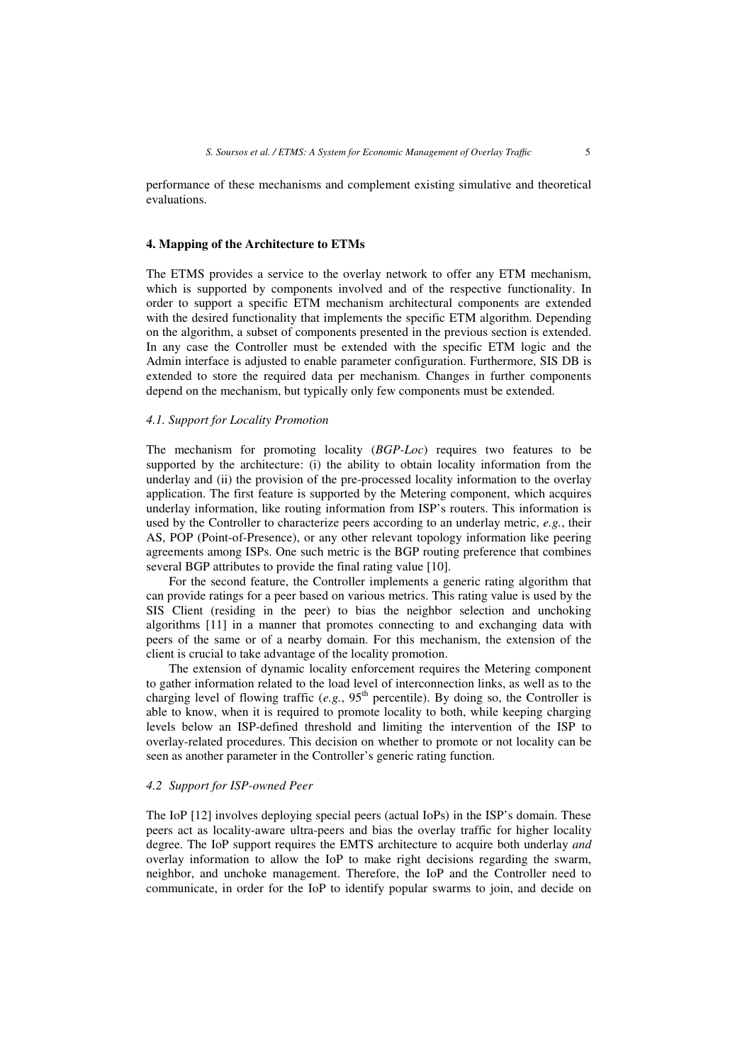performance of these mechanisms and complement existing simulative and theoretical evaluations.

## 4. Mapping of the Architecture to ETMs

The ETMS provides a service to the overlay network to offer any ETM mechanism, which is supported by components involved and of the respective functionality. In order to support a specific ETM mechanism architectural components are extended with the desired functionality that implements the specific ETM algorithm. Depending on the algorithm, a subset of components presented in the previous section is extended. In any case the Controller must be extended with the specific ETM logic and the Admin interface is adjusted to enable parameter configuration. Furthermore, SIS DB is extended to store the required data per mechanism. Changes in further components depend on the mechanism, but typically only few components must be extended.

### *4.1. Support for Locality Promotion*

The mechanism for promoting locality (*BGP-Loc*) requires two features to be supported by the architecture: (i) the ability to obtain locality information from the underlay and (ii) the provision of the pre-processed locality information to the overlay application. The first feature is supported by the Metering component, which acquires underlay information, like routing information from ISP's routers. This information is used by the Controller to characterize peers according to an underlay metric, *e.g.*, their AS, POP (Point-of-Presence), or any other relevant topology information like peering agreements among ISPs. One such metric is the BGP routing preference that combines several BGP attributes to provide the final rating value [10].

For the second feature, the Controller implements a generic rating algorithm that can provide ratings for a peer based on various metrics. This rating value is used by the SIS Client (residing in the peer) to bias the neighbor selection and unchoking algorithms [11] in a manner that promotes connecting to and exchanging data with peers of the same or of a nearby domain. For this mechanism, the extension of the client is crucial to take advantage of the locality promotion.

The extension of dynamic locality enforcement requires the Metering component to gather information related to the load level of interconnection links, as well as to the charging level of flowing traffic (*e.g.*, 95th percentile). By doing so, the Controller is able to know, when it is required to promote locality to both, while keeping charging levels below an ISP-defined threshold and limiting the intervention of the ISP to overlay-related procedures. This decision on whether to promote or not locality can be seen as another parameter in the Controller's generic rating function.

### *4.2 Support for ISP-owned Peer*

The IoP [12] involves deploying special peers (actual IoPs) in the ISP's domain. These peers act as locality-aware ultra-peers and bias the overlay traffic for higher locality degree. The IoP support requires the EMTS architecture to acquire both underlay *and* overlay information to allow the IoP to make right decisions regarding the swarm, neighbor, and unchoke management. Therefore, the IoP and the Controller need to communicate, in order for the IoP to identify popular swarms to join, and decide on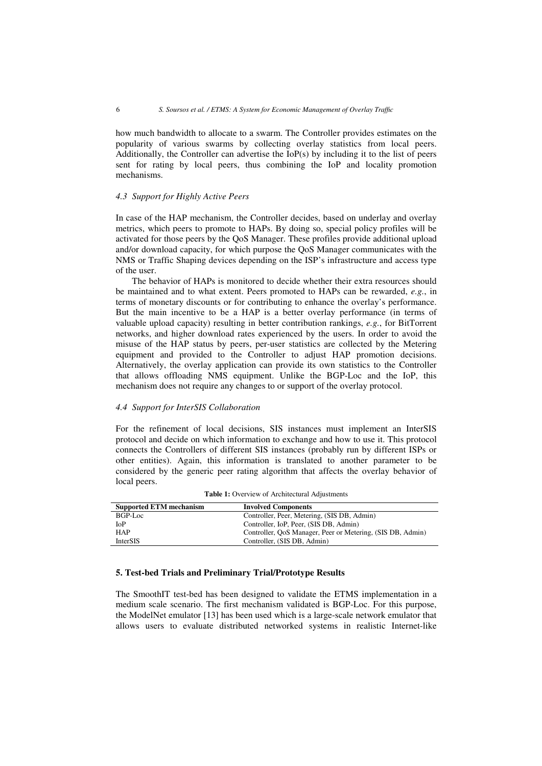how much bandwidth to allocate to a swarm. The Controller provides estimates on the popularity of various swarms by collecting overlay statistics from local peers. Additionally, the Controller can advertise the IoP(s) by including it to the list of peers sent for rating by local peers, thus combining the IoP and locality promotion mechanisms.

### *4.3 Support for Highly Active Peers*

In case of the HAP mechanism, the Controller decides, based on underlay and overlay metrics, which peers to promote to HAPs. By doing so, special policy profiles will be activated for those peers by the QoS Manager. These profiles provide additional upload and/or download capacity, for which purpose the QoS Manager communicates with the NMS or Traffic Shaping devices depending on the ISP's infrastructure and access type of the user.

The behavior of HAPs is monitored to decide whether their extra resources should be maintained and to what extent. Peers promoted to HAPs can be rewarded, *e.g.*, in terms of monetary discounts or for contributing to enhance the overlay's performance. But the main incentive to be a HAP is a better overlay performance (in terms of valuable upload capacity) resulting in better contribution rankings, *e.g.*, for BitTorrent networks, and higher download rates experienced by the users. In order to avoid the misuse of the HAP status by peers, per-user statistics are collected by the Metering equipment and provided to the Controller to adjust HAP promotion decisions. Alternatively, the overlay application can provide its own statistics to the Controller that allows offloading NMS equipment. Unlike the BGP-Loc and the IoP, this mechanism does not require any changes to or support of the overlay protocol.

### *4.4 Support for InterSIS Collaboration*

For the refinement of local decisions, SIS instances must implement an InterSIS protocol and decide on which information to exchange and how to use it. This protocol connects the Controllers of different SIS instances (probably run by different ISPs or other entities). Again, this information is translated to another parameter to be considered by the generic peer rating algorithm that affects the overlay behavior of local peers.

**Table 1:** Overview of Architectural Adjustments

| Supported ETM mechanism | Involved Components |
|---|---|
| BGP-Loc | Controller, Peer, Metering, (SIS DB, Admin) |
| IoP | Controller, IoP, Peer, (SIS DB, Admin) |
| HAP | Controller, QoS Manager, Peer or Metering, (SIS DB, Admin) |
| InterSIS | Controller, (SIS DB, Admin) |

## 5. Test-bed Trials and Preliminary Trial/Prototype Results

The SmoothIT test-bed has been designed to validate the ETMS implementation in a medium scale scenario. The first mechanism validated is BGP-Loc. For this purpose, the ModelNet emulator [13] has been used which is a large-scale network emulator that allows users to evaluate distributed networked systems in realistic Internet-like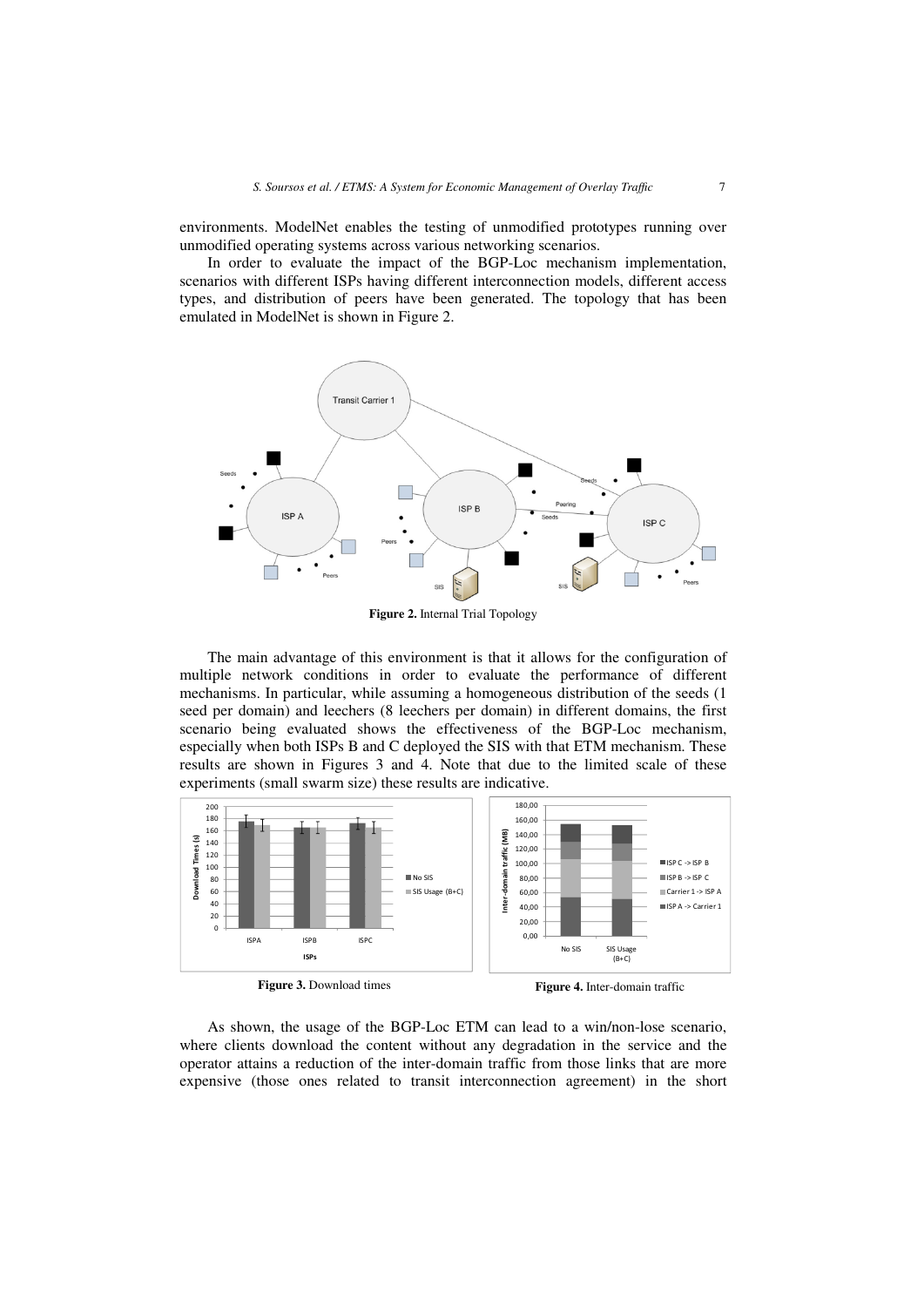environments. ModelNet enables the testing of unmodified prototypes running over unmodified operating systems across various networking scenarios.

In order to evaluate the impact of the BGP-Loc mechanism implementation, scenarios with different ISPs having different interconnection models, different access types, and distribution of peers have been generated. The topology that has been emulated in ModelNet is shown in Figure 2.

**Figure 2.** Internal Trial Topology

The main advantage of this environment is that it allows for the configuration of multiple network conditions in order to evaluate the performance of different mechanisms. In particular, while assuming a homogeneous distribution of the seeds (1 seed per domain) and leechers (8 leechers per domain) in different domains, the first scenario being evaluated shows the effectiveness of the BGP-Loc mechanism, especially when both ISPs B and C deployed the SIS with that ETM mechanism. These results are shown in Figures 3 and 4. Note that due to the limited scale of these experiments (small swarm size) these results are indicative.

**Figure 3.** Download times

**Figure 4.** Inter-domain traffic

As shown, the usage of the BGP-Loc ETM can lead to a win/non-lose scenario, where clients download the content without any degradation in the service and the operator attains a reduction of the inter-domain traffic from those links that are more expensive (those ones related to transit interconnection agreement) in the short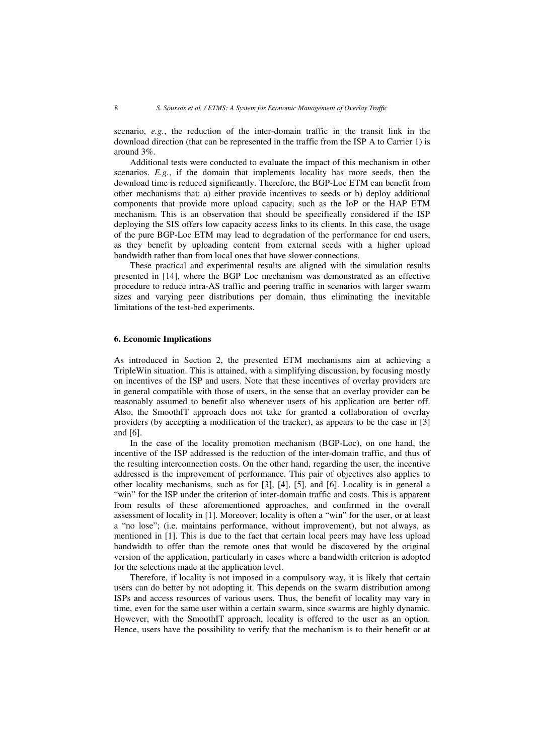scenario, *e.g.*, the reduction of the inter-domain traffic in the transit link in the download direction (that can be represented in the traffic from the ISP A to Carrier 1) is around 3%.

Additional tests were conducted to evaluate the impact of this mechanism in other scenarios. *E.g.*, if the domain that implements locality has more seeds, then the download time is reduced significantly. Therefore, the BGP-Loc ETM can benefit from other mechanisms that: a) either provide incentives to seeds or b) deploy additional components that provide more upload capacity, such as the IoP or the HAP ETM mechanism. This is an observation that should be specifically considered if the ISP deploying the SIS offers low capacity access links to its clients. In this case, the usage of the pure BGP-Loc ETM may lead to degradation of the performance for end users, as they benefit by uploading content from external seeds with a higher upload bandwidth rather than from local ones that have slower connections.

These practical and experimental results are aligned with the simulation results presented in [14], where the BGP Loc mechanism was demonstrated as an effective procedure to reduce intra-AS traffic and peering traffic in scenarios with larger swarm sizes and varying peer distributions per domain, thus eliminating the inevitable limitations of the test-bed experiments.

## 6. Economic Implications

As introduced in Section 2, the presented ETM mechanisms aim at achieving a TripleWin situation. This is attained, with a simplifying discussion, by focusing mostly on incentives of the ISP and users. Note that these incentives of overlay providers are in general compatible with those of users, in the sense that an overlay provider can be reasonably assumed to benefit also whenever users of his application are better off. Also, the SmoothIT approach does not take for granted a collaboration of overlay providers (by accepting a modification of the tracker), as appears to be the case in [3] and [6].

In the case of the locality promotion mechanism (BGP-Loc), on one hand, the incentive of the ISP addressed is the reduction of the inter-domain traffic, and thus of the resulting interconnection costs. On the other hand, regarding the user, the incentive addressed is the improvement of performance. This pair of objectives also applies to other locality mechanisms, such as for [3], [4], [5], and [6]. Locality is in general a "win" for the ISP under the criterion of inter-domain traffic and costs. This is apparent from results of these aforementioned approaches, and confirmed in the overall assessment of locality in [1]. Moreover, locality is often a "win" for the user, or at least a "no lose"; (i.e. maintains performance, without improvement), but not always, as mentioned in [1]. This is due to the fact that certain local peers may have less upload bandwidth to offer than the remote ones that would be discovered by the original version of the application, particularly in cases where a bandwidth criterion is adopted for the selections made at the application level.

Therefore, if locality is not imposed in a compulsory way, it is likely that certain users can do better by not adopting it. This depends on the swarm distribution among ISPs and access resources of various users. Thus, the benefit of locality may vary in time, even for the same user within a certain swarm, since swarms are highly dynamic. However, with the SmoothIT approach, locality is offered to the user as an option. Hence, users have the possibility to verify that the mechanism is to their benefit or at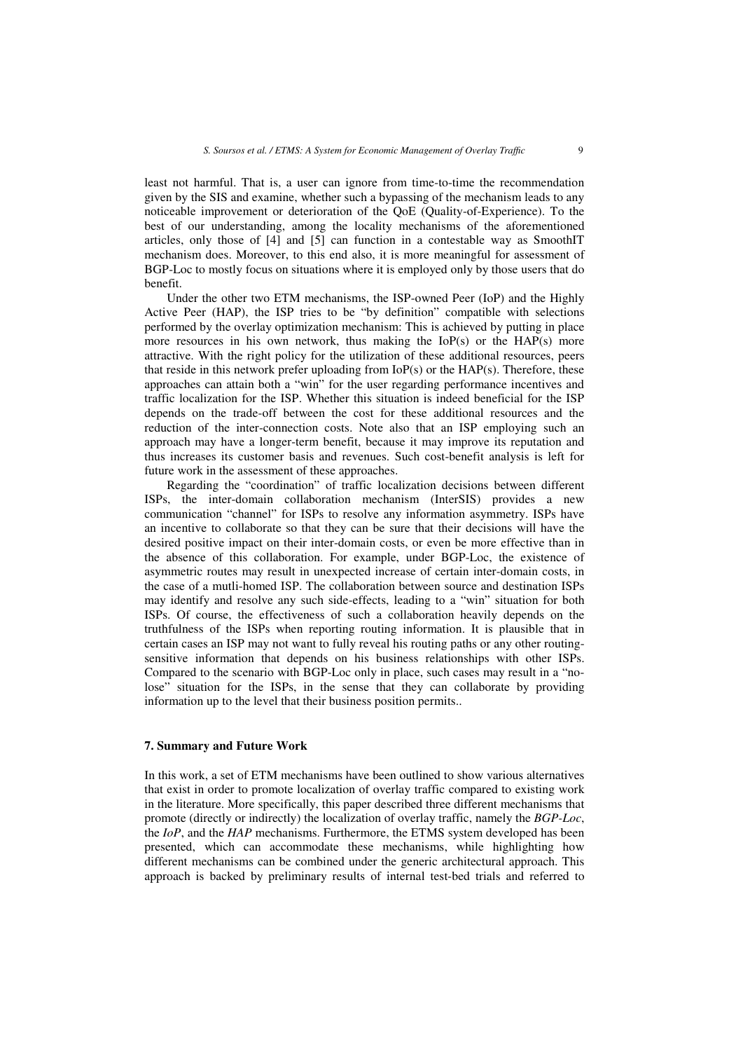least not harmful. That is, a user can ignore from time-to-time the recommendation given by the SIS and examine, whether such a bypassing of the mechanism leads to any noticeable improvement or deterioration of the QoE (Quality-of-Experience). To the best of our understanding, among the locality mechanisms of the aforementioned articles, only those of [4] and [5] can function in a contestable way as SmoothIT mechanism does. Moreover, to this end also, it is more meaningful for assessment of BGP-Loc to mostly focus on situations where it is employed only by those users that do benefit.

Under the other two ETM mechanisms, the ISP-owned Peer (IoP) and the Highly Active Peer (HAP), the ISP tries to be "by definition" compatible with selections performed by the overlay optimization mechanism: This is achieved by putting in place more resources in his own network, thus making the IoP(s) or the HAP(s) more attractive. With the right policy for the utilization of these additional resources, peers that reside in this network prefer uploading from IoP(s) or the HAP(s). Therefore, these approaches can attain both a "win" for the user regarding performance incentives and traffic localization for the ISP. Whether this situation is indeed beneficial for the ISP depends on the trade-off between the cost for these additional resources and the reduction of the inter-connection costs. Note also that an ISP employing such an approach may have a longer-term benefit, because it may improve its reputation and thus increases its customer basis and revenues. Such cost-benefit analysis is left for future work in the assessment of these approaches.

Regarding the "coordination" of traffic localization decisions between different ISPs, the inter-domain collaboration mechanism (InterSIS) provides a new communication "channel" for ISPs to resolve any information asymmetry. ISPs have an incentive to collaborate so that they can be sure that their decisions will have the desired positive impact on their inter-domain costs, or even be more effective than in the absence of this collaboration. For example, under BGP-Loc, the existence of asymmetric routes may result in unexpected increase of certain inter-domain costs, in the case of a mutli-homed ISP. The collaboration between source and destination ISPs may identify and resolve any such side-effects, leading to a "win" situation for both ISPs. Of course, the effectiveness of such a collaboration heavily depends on the truthfulness of the ISPs when reporting routing information. It is plausible that in certain cases an ISP may not want to fully reveal his routing paths or any other routing-sensitive information that depends on his business relationships with other ISPs. Compared to the scenario with BGP-Loc only in place, such cases may result in a "no-lose" situation for the ISPs, in the sense that they can collaborate by providing information up to the level that their business position permits..

## 7. Summary and Future Work

In this work, a set of ETM mechanisms have been outlined to show various alternatives that exist in order to promote localization of overlay traffic compared to existing work in the literature. More specifically, this paper described three different mechanisms that promote (directly or indirectly) the localization of overlay traffic, namely the *BGP-Loc*, the *IoP*, and the *HAP* mechanisms. Furthermore, the ETMS system developed has been presented, which can accommodate these mechanisms, while highlighting how different mechanisms can be combined under the generic architectural approach. This approach is backed by preliminary results of internal test-bed trials and referred to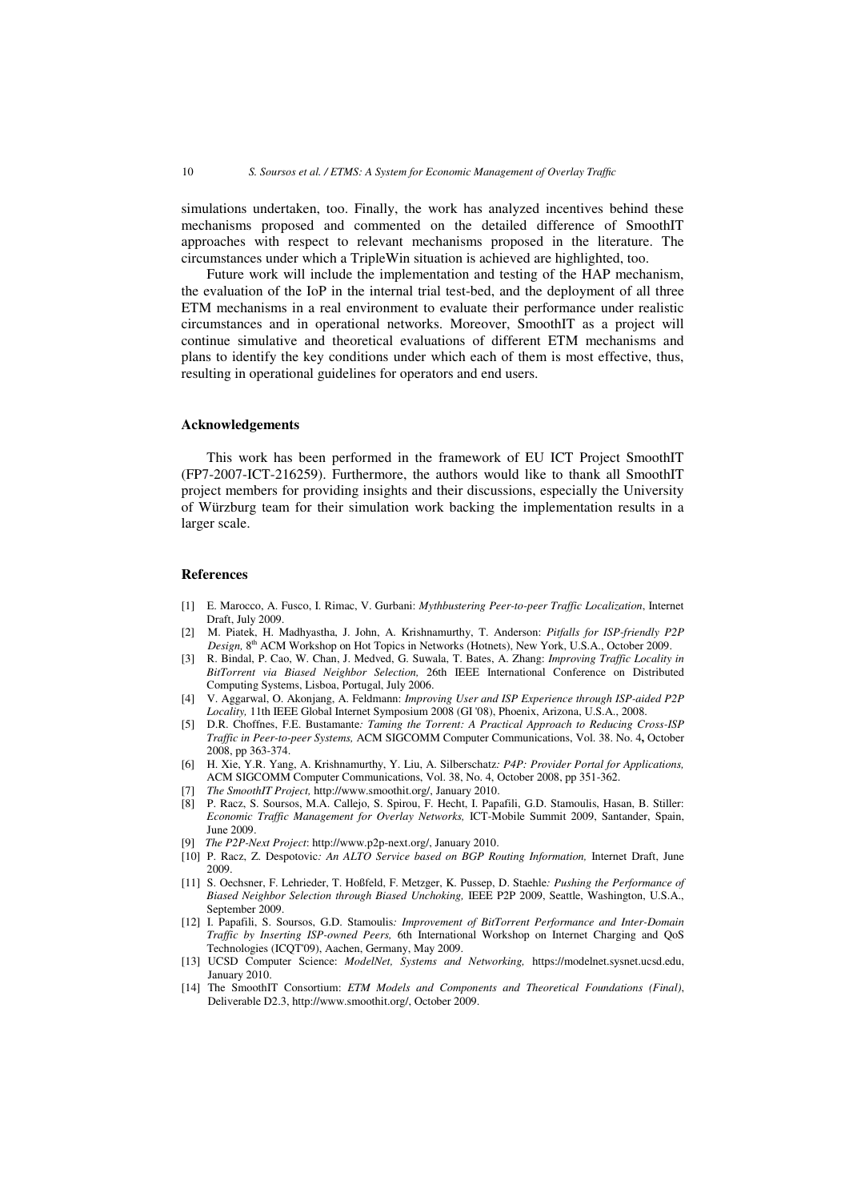simulations undertaken, too. Finally, the work has analyzed incentives behind these mechanisms proposed and commented on the detailed difference of SmoothIT approaches with respect to relevant mechanisms proposed in the literature. The circumstances under which a TripleWin situation is achieved are highlighted, too.

Future work will include the implementation and testing of the HAP mechanism, the evaluation of the IoP in the internal trial test-bed, and the deployment of all three ETM mechanisms in a real environment to evaluate their performance under realistic circumstances and in operational networks. Moreover, SmoothIT as a project will continue simulative and theoretical evaluations of different ETM mechanisms and plans to identify the key conditions under which each of them is most effective, thus, resulting in operational guidelines for operators and end users.

### Acknowledgements

This work has been performed in the framework of EU ICT Project SmoothIT (FP7-2007-ICT-216259). Furthermore, the authors would like to thank all SmoothIT project members for providing insights and their discussions, especially the University of Würzburg team for their simulation work backing the implementation results in a larger scale.

### References

[1] E. Marocco, A. Fusco, I. Rimac, V. Gurbani: *Mythbustering Peer-to-peer Traffic Localization*, Internet Draft, July 2009.

[2] M. Piatek, H. Madhyastha, J. John, A. Krishnamurthy, T. Anderson: *Pitfalls for ISP-friendly P2P Design,* 8th ACM Workshop on Hot Topics in Networks (Hotnets), New York, U.S.A., October 2009.

[3] R. Bindal, P. Cao, W. Chan, J. Medved, G. Suwala, T. Bates, A. Zhang: *Improving Traffic Locality in BitTorrent via Biased Neighbor Selection,* 26th IEEE International Conference on Distributed Computing Systems, Lisboa, Portugal, July 2006.

[4] V. Aggarwal, O. Akonjang, A. Feldmann: *Improving User and ISP Experience through ISP-aided P2P Locality,* 11th IEEE Global Internet Symposium 2008 (GI '08), Phoenix, Arizona, U.S.A., 2008.

[5] D.R. Choffnes, F.E. Bustamante*: Taming the Torrent: A Practical Approach to Reducing Cross-ISP Traffic in Peer-to-peer Systems,* ACM SIGCOMM Computer Communications, Vol. 38. No. 4**,** October 2008, pp 363-374.

[6] H. Xie, Y.R. Yang, A. Krishnamurthy, Y. Liu, A. Silberschatz*: P4P: Provider Portal for Applications,* ACM SIGCOMM Computer Communications, Vol. 38, No. 4, October 2008, pp 351-362.

[7] *The SmoothIT Project,* http://www.smoothit.org/, January 2010.

[8] P. Racz, S. Soursos, M.A. Callejo, S. Spirou, F. Hecht, I. Papafili, G.D. Stamoulis, Hasan, B. Stiller: *Economic Traffic Management for Overlay Networks,* ICT-Mobile Summit 2009, Santander, Spain, June 2009.

[9] *The P2P-Next Project*: http://www.p2p-next.org/, January 2010.

[10] P. Racz, Z. Despotovic*: An ALTO Service based on BGP Routing Information,* Internet Draft, June 2009.

[11] S. Oechsner, F. Lehrieder, T. Hoßfeld, F. Metzger, K. Pussep, D. Staehle*: Pushing the Performance of Biased Neighbor Selection through Biased Unchoking,* IEEE P2P 2009, Seattle, Washington, U.S.A., September 2009.

[12] I. Papafili, S. Soursos, G.D. Stamoulis*: Improvement of BitTorrent Performance and Inter-Domain Traffic by Inserting ISP-owned Peers,* 6th International Workshop on Internet Charging and QoS Technologies (ICQT'09), Aachen, Germany, May 2009.

[13] UCSD Computer Science: *ModelNet, Systems and Networking,* https://modelnet.sysnet.ucsd.edu, January 2010.

[14] The SmoothIT Consortium: *ETM Models and Components and Theoretical Foundations (Final)*, Deliverable D2.3, http://www.smoothit.org/, October 2009.